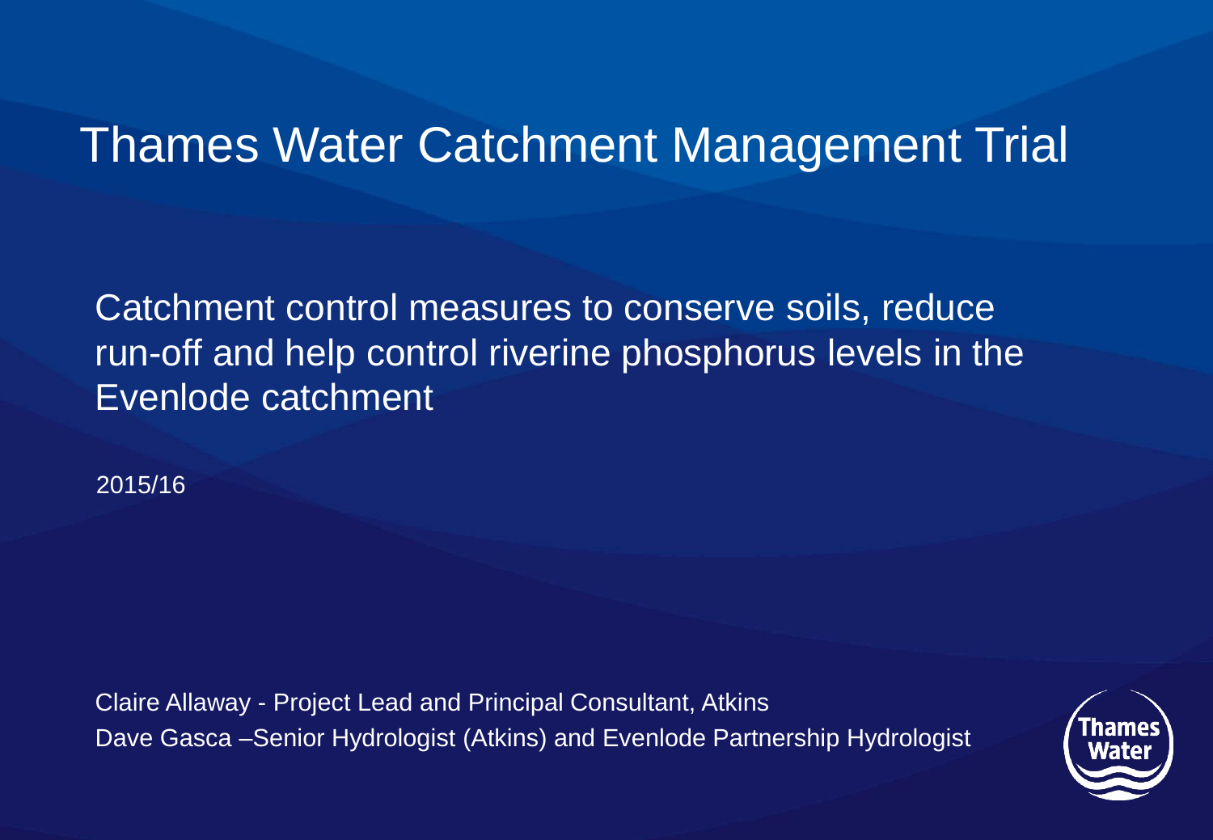# Thames Water Catchment Management Trial

Catchment control measures to conserve soils, reduce run-off and help control riverine phosphorus levels in the Evenlode catchment

2015/16

Claire Allaway - Project Lead and Principal Consultant, Atkins

Dave Gasca –Senior Hydrologist (Atkins) and Evenlode Partnership Hydrologist

Thames Water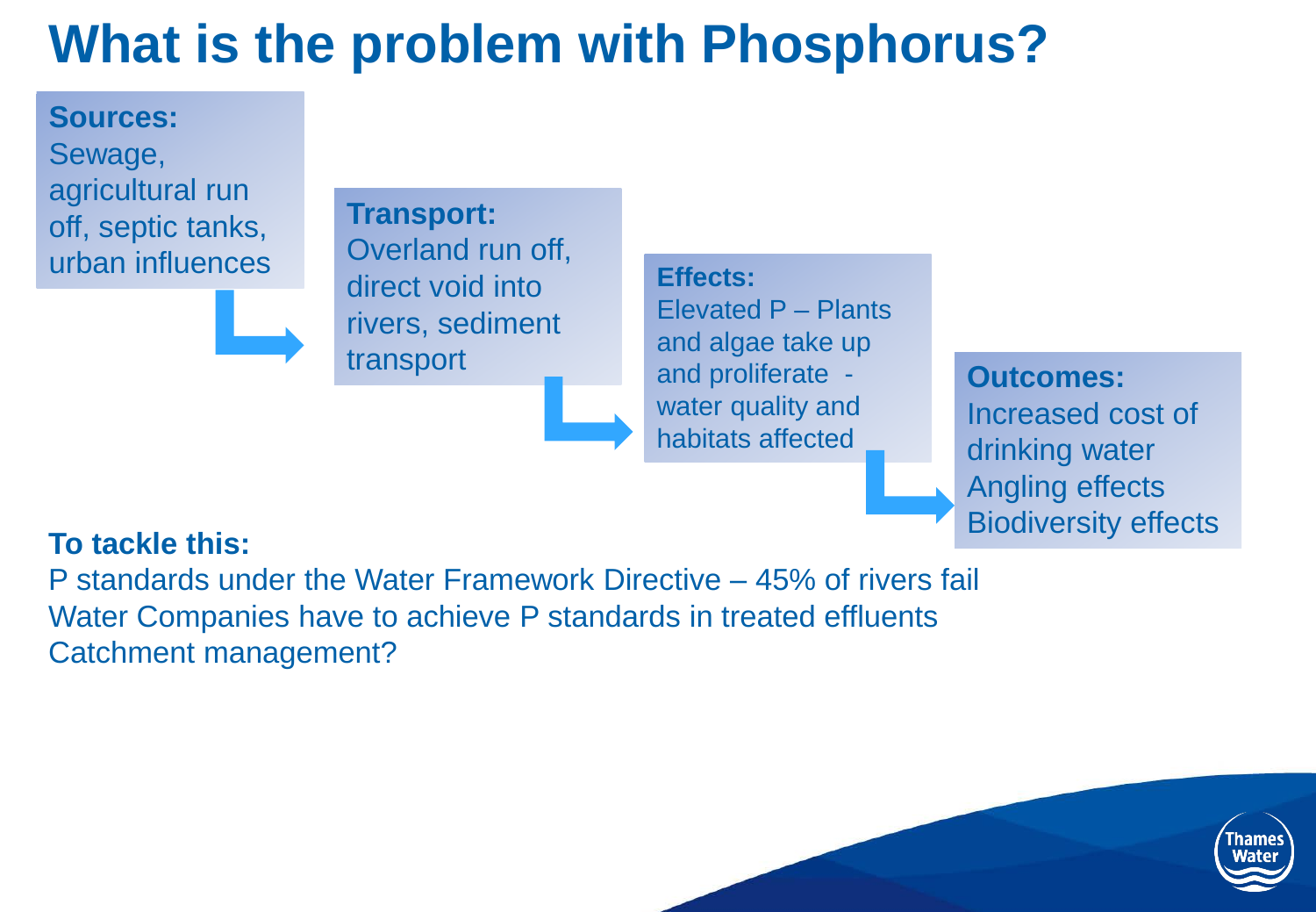# What is the problem with Phosphorus?

**Sources:**
Sewage, agricultural run off, septic tanks, urban influences

**Transport:**
Overland run off, direct void into rivers, sediment transport

**Effects:**
Elevated P – Plants and algae take up and proliferate - water quality and habitats affected

**Outcomes:**
Increased cost of drinking water
Angling effects
Biodiversity effects

**To tackle this:**

P standards under the Water Framework Directive – 45% of rivers fail
Water Companies have to achieve P standards in treated effluents
Catchment management?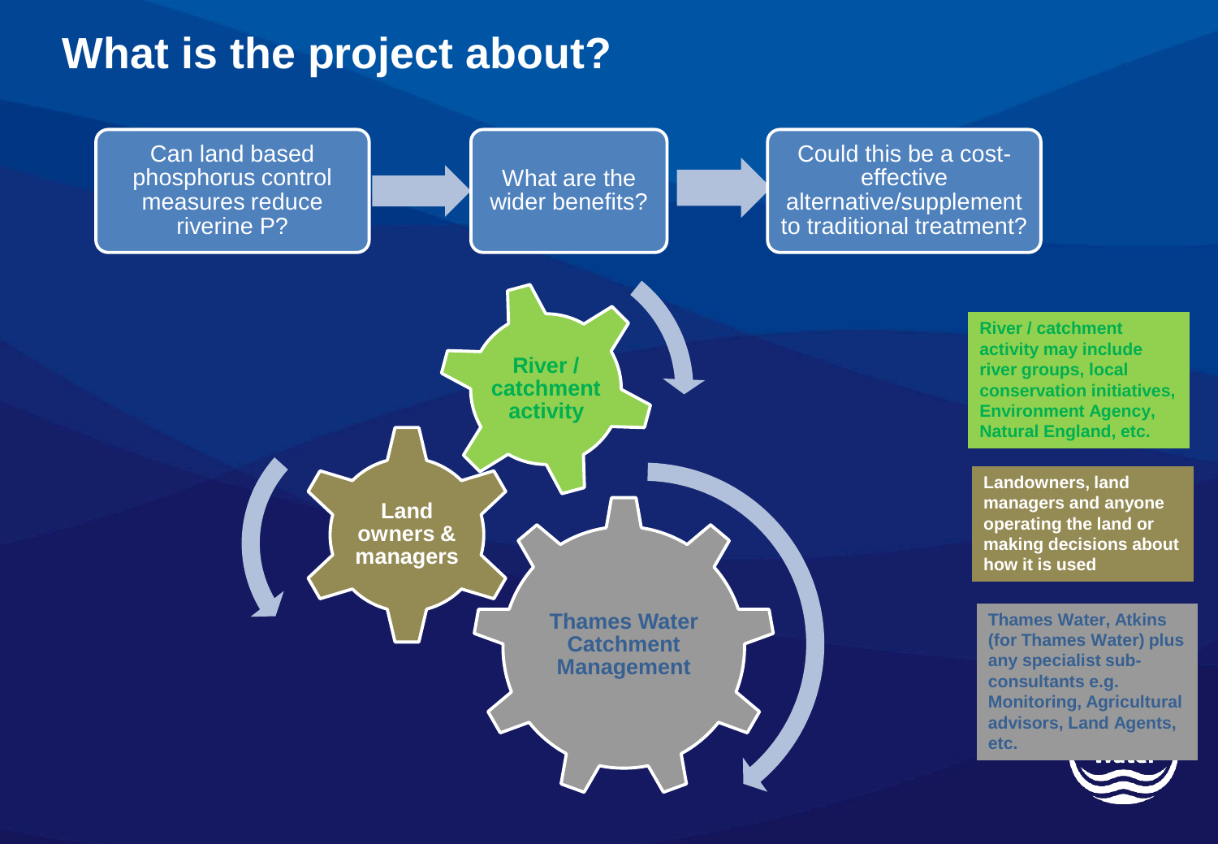# What is the project about?

Can land based phosphorus control measures reduce riverine P? → What are the wider benefits? → Could this be a cost-effective alternative/supplement to traditional treatment?

**River / catchment activity**

**Land owners & managers**

**Thames Water Catchment Management**

**River / catchment activity may include river groups, local conservation initiatives, Environment Agency, Natural England, etc.**

**Landowners, land managers and anyone operating the land or making decisions about how it is used**

**Thames Water, Atkins (for Thames Water) plus any specialist sub-consultants e.g. Monitoring, Agricultural advisors, Land Agents, etc.**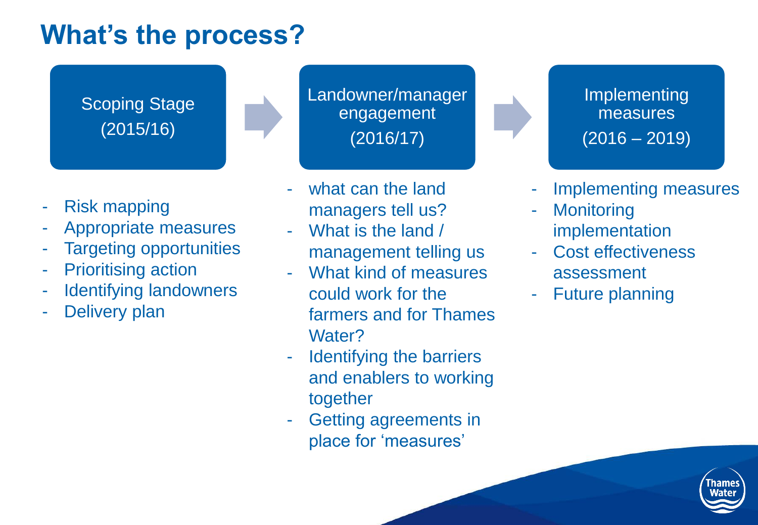# What's the process?

**Scoping Stage (2015/16)**

- Risk mapping
- Appropriate measures
- Targeting opportunities
- Prioritising action
- Identifying landowners
- Delivery plan

**Landowner/manager engagement (2016/17)**

- what can the land managers tell us?
- What is the land / management telling us
- What kind of measures could work for the farmers and for Thames Water?
- Identifying the barriers and enablers to working together
- Getting agreements in place for 'measures'

**Implementing measures (2016 – 2019)**

- Implementing measures
- Monitoring implementation
- Cost effectiveness assessment
- Future planning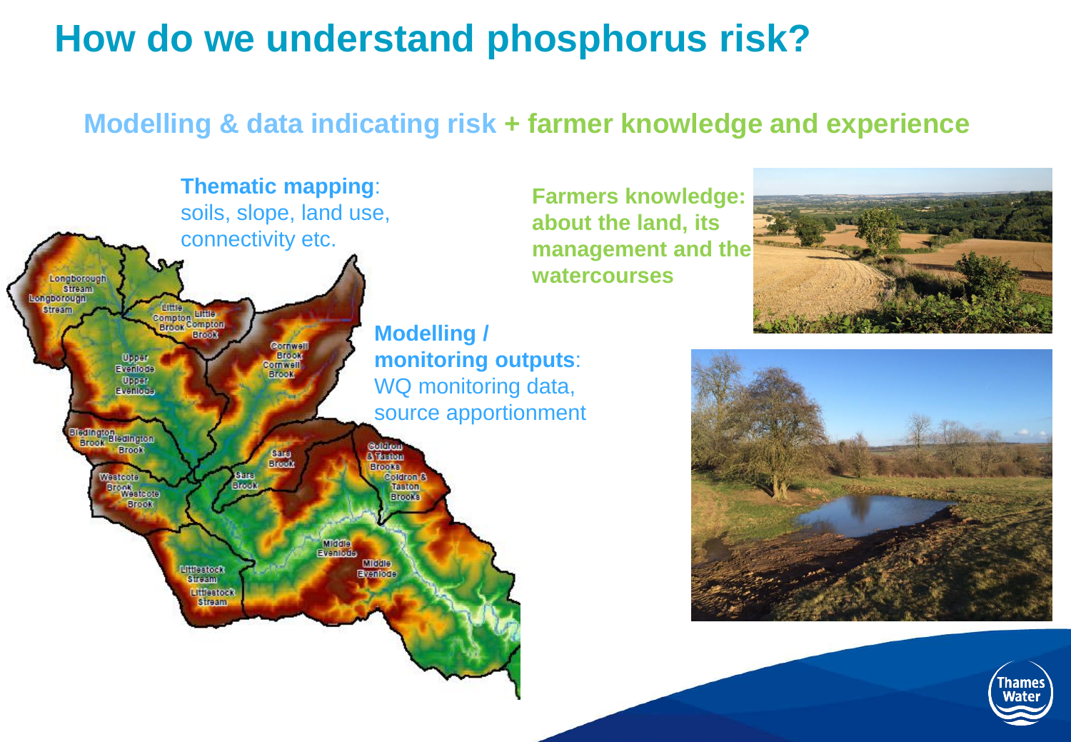# How do we understand phosphorus risk?

## Modelling & data indicating risk + farmer knowledge and experience

**Thematic mapping**: soils, slope, land use, connectivity etc.

**Modelling / monitoring outputs**: WQ monitoring data, source apportionment

**Farmers knowledge: about the land, its management and the watercourses**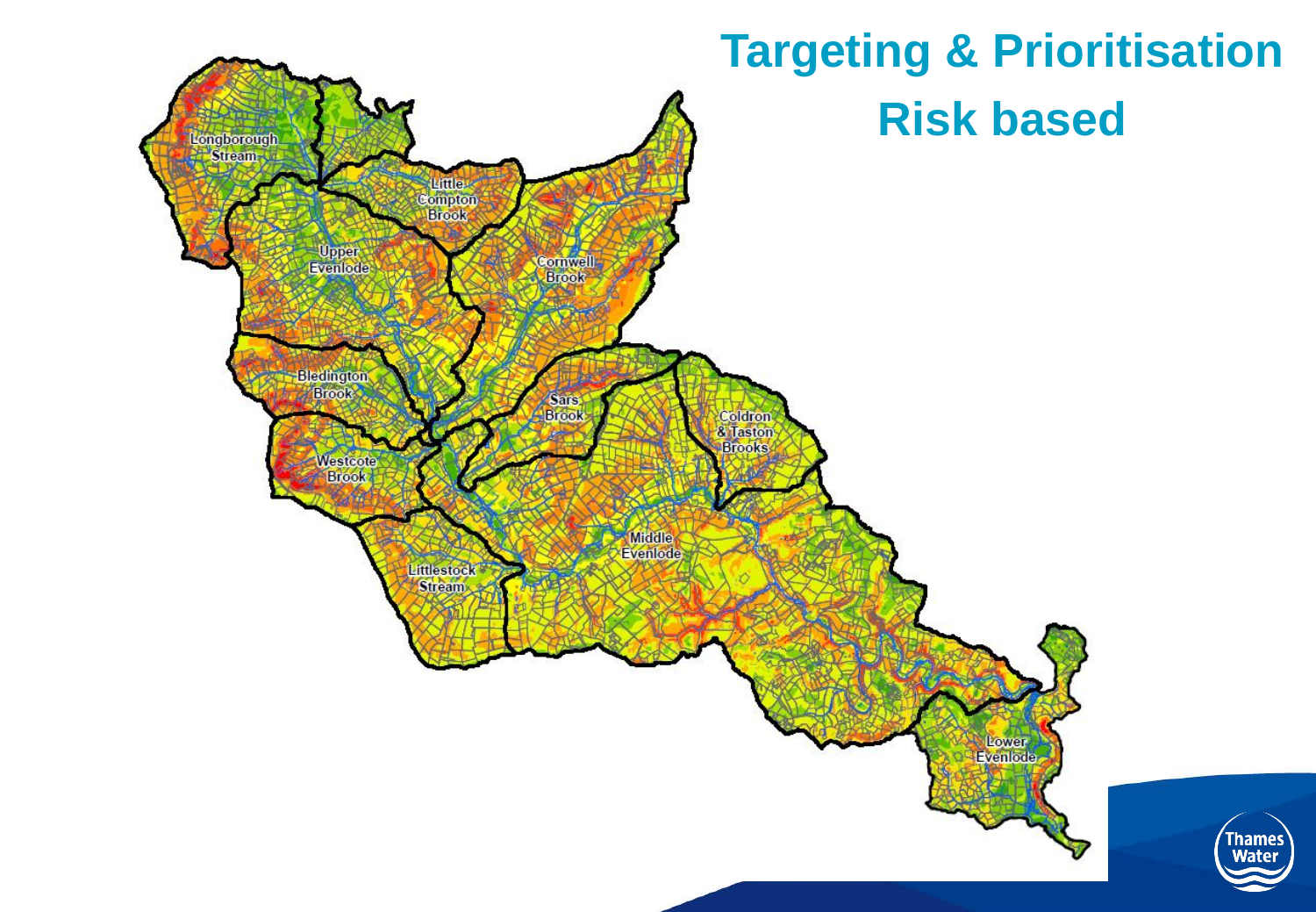# Targeting & Prioritisation
# Risk based

Longborough Stream

Little Compton Brook

Upper Evenlode

Cornwell Brook

Bledington Brook

Sars Brook

Coldron & Taston Brooks

Westcote Brook

Middle Evenlode

Littlestock Stream

Lower Evenlode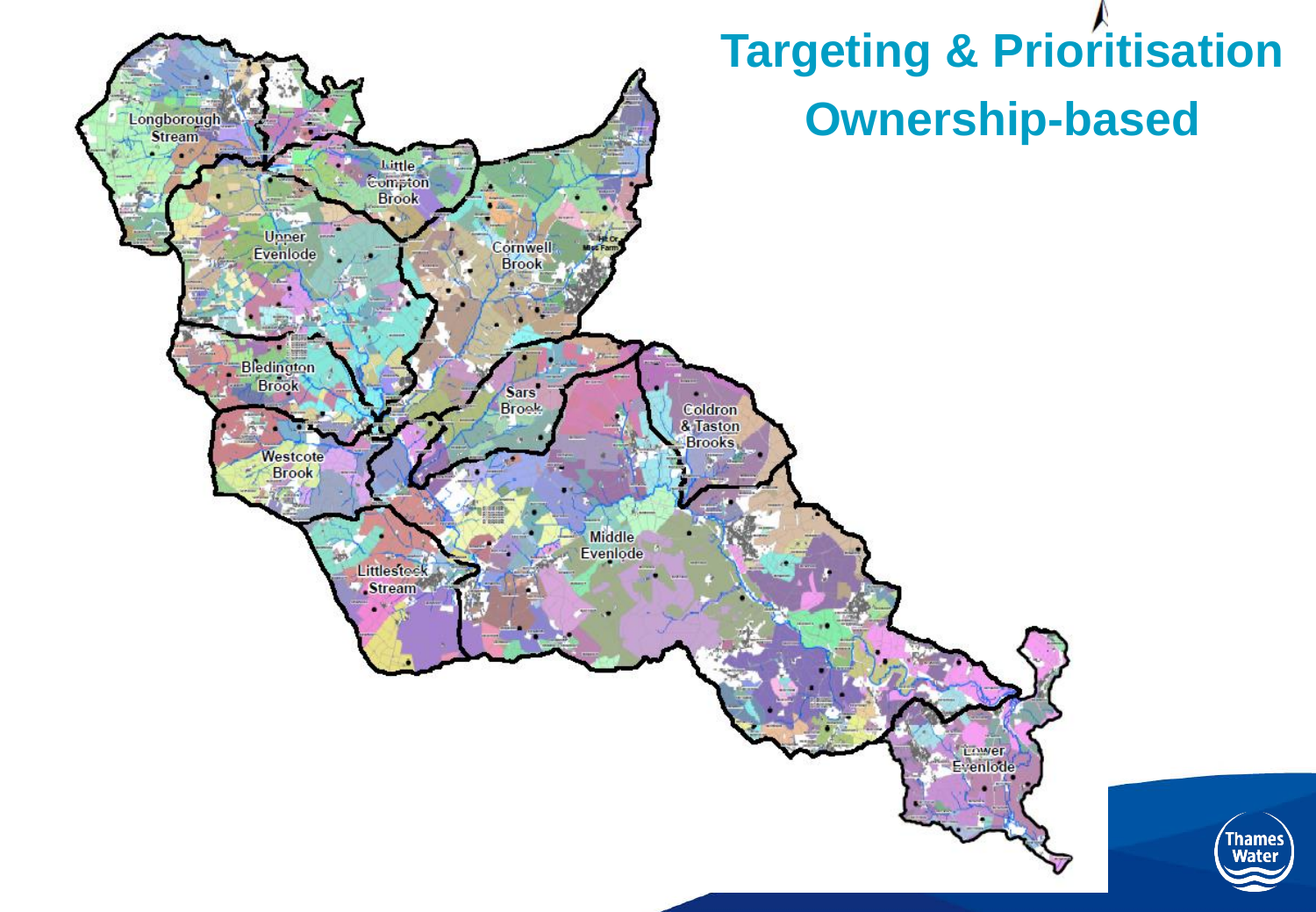# Targeting & Prioritisation Ownership-based

Longborough Stream

Little Compton Brook

Upper Evenlode

Cornwell Brook

Bledington Brook

Sars Brook

Coldron & Taston Brooks

Westcote Brook

Middle Evenlode

Littlestock Stream

Lower Evenlode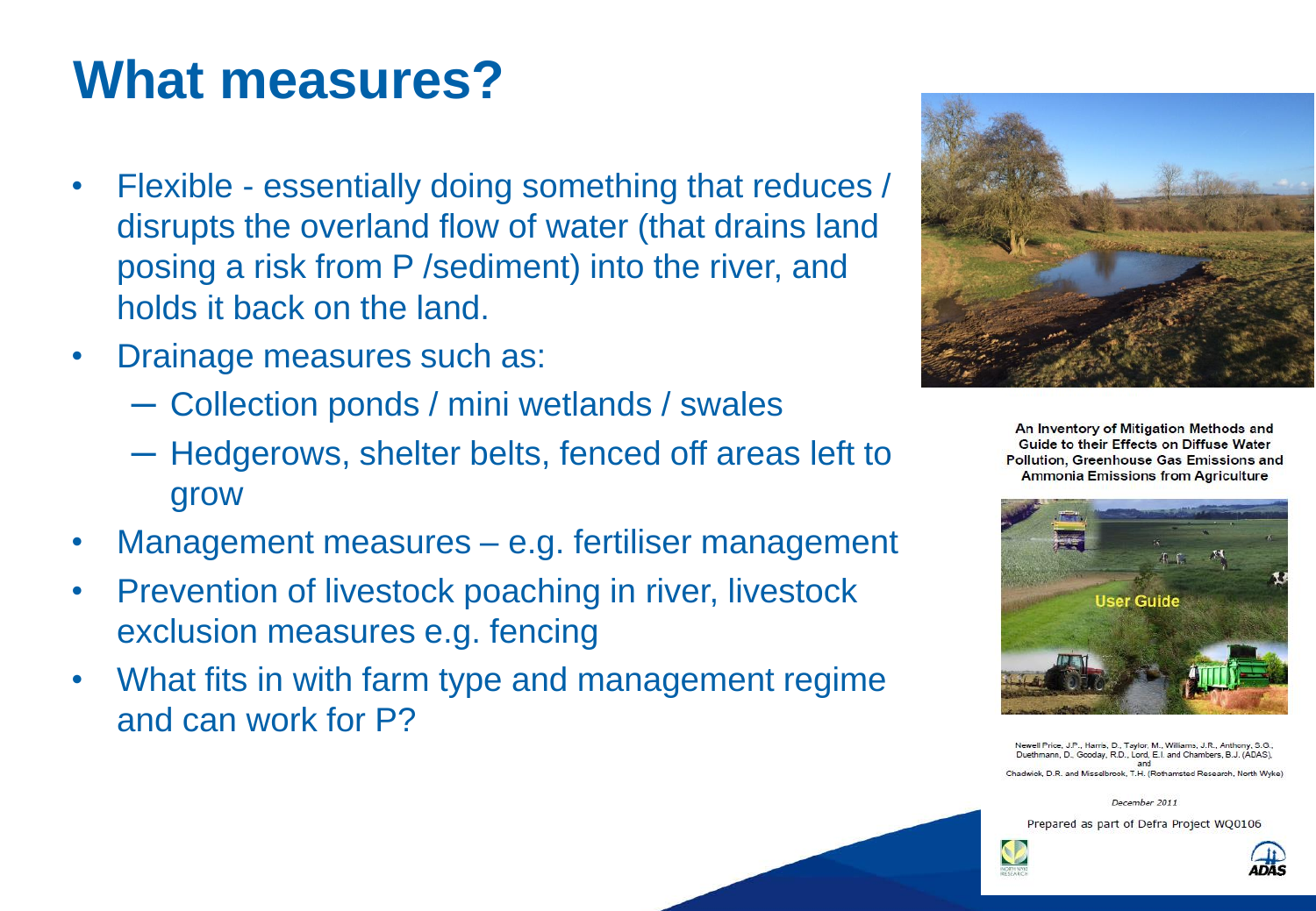# What measures?

- Flexible - essentially doing something that reduces / disrupts the overland flow of water (that drains land posing a risk from P /sediment) into the river, and holds it back on the land.
- Drainage measures such as:
  - Collection ponds / mini wetlands / swales
  - Hedgerows, shelter belts, fenced off areas left to grow
- Management measures – e.g. fertiliser management
- Prevention of livestock poaching in river, livestock exclusion measures e.g. fencing
- What fits in with farm type and management regime and can work for P?

**An Inventory of Mitigation Methods and Guide to their Effects on Diffuse Water Pollution, Greenhouse Gas Emissions and Ammonia Emissions from Agriculture**

User Guide

Newell Price, J.P., Harris, D., Taylor, M., Williams, J.R., Anthony, S.G., Duethmann, D., Gooday, R.D., Lord, E.I. and Chambers, B.J. (ADAS), and Chadwick, D.R. and Misselbrook, T.H. (Rothamsted Research, North Wyke)

*December 2011*

Prepared as part of Defra Project WQ0106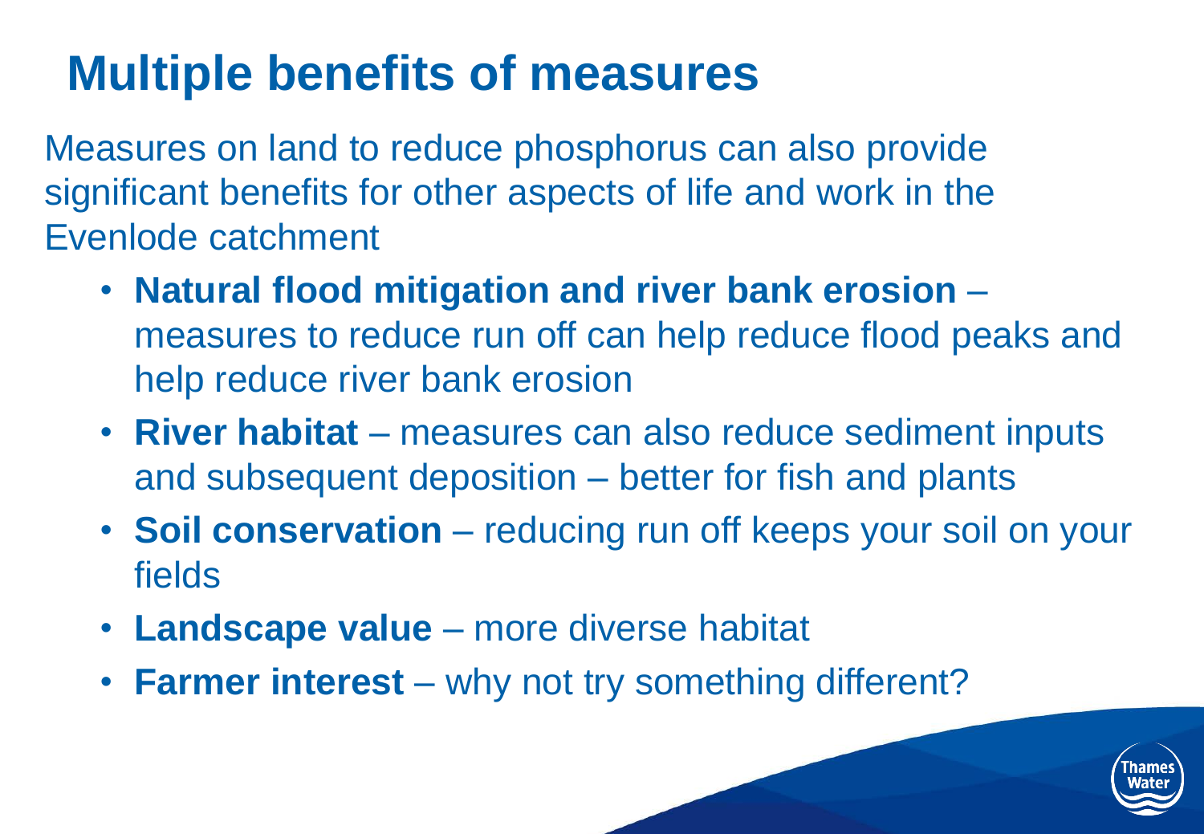# Multiple benefits of measures

Measures on land to reduce phosphorus can also provide significant benefits for other aspects of life and work in the Evenlode catchment

- **Natural flood mitigation and river bank erosion** – measures to reduce run off can help reduce flood peaks and help reduce river bank erosion
- **River habitat** – measures can also reduce sediment inputs and subsequent deposition – better for fish and plants
- **Soil conservation** – reducing run off keeps your soil on your fields
- **Landscape value** – more diverse habitat
- **Farmer interest** – why not try something different?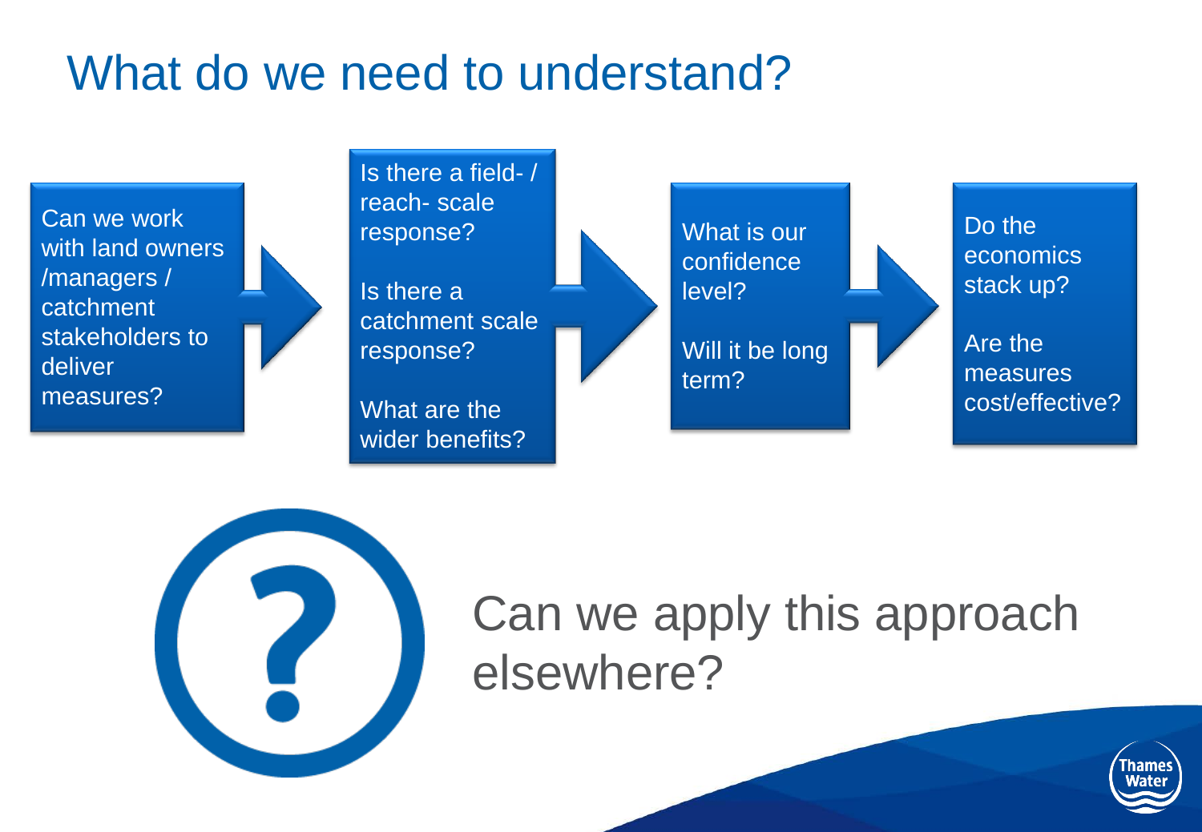# What do we need to understand?

Can we work with land owners /managers / catchment stakeholders to deliver measures?

Is there a field- / reach- scale response?

Is there a catchment scale response?

What are the wider benefits?

What is our confidence level?

Will it be long term?

Do the economics stack up?

Are the measures cost/effective?

Can we apply this approach elsewhere?